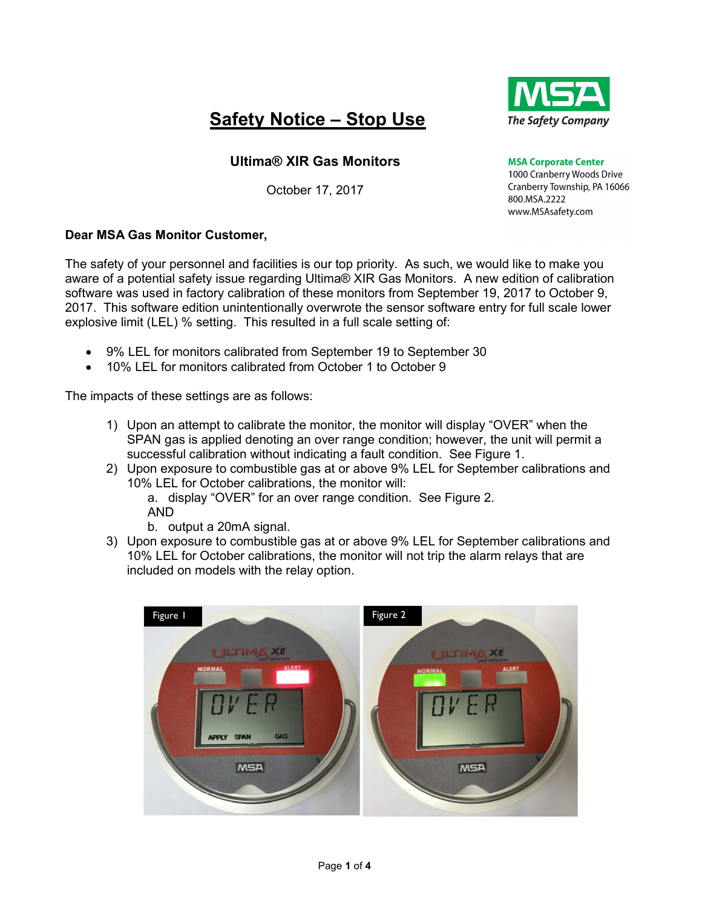# Safety Notice – Stop Use

**MSA** *The Safety Company*

**MSA Corporate Center**
1000 Cranberry Woods Drive
Cranberry Township, PA 16066
800.MSA.2222
www.MSAsafety.com

### Ultima® XIR Gas Monitors

October 17, 2017

**Dear MSA Gas Monitor Customer,**

The safety of your personnel and facilities is our top priority. As such, we would like to make you aware of a potential safety issue regarding Ultima® XIR Gas Monitors. A new edition of calibration software was used in factory calibration of these monitors from September 19, 2017 to October 9, 2017. This software edition unintentionally overwrote the sensor software entry for full scale lower explosive limit (LEL) % setting. This resulted in a full scale setting of:

- 9% LEL for monitors calibrated from September 19 to September 30
- 10% LEL for monitors calibrated from October 1 to October 9

The impacts of these settings are as follows:

1) Upon an attempt to calibrate the monitor, the monitor will display "OVER" when the SPAN gas is applied denoting an over range condition; however, the unit will permit a successful calibration without indicating a fault condition. See Figure 1.
2) Upon exposure to combustible gas at or above 9% LEL for September calibrations and 10% LEL for October calibrations, the monitor will:
   a. display "OVER" for an over range condition. See Figure 2.
   AND
   b. output a 20mA signal.
3) Upon exposure to combustible gas at or above 9% LEL for September calibrations and 10% LEL for October calibrations, the monitor will not trip the alarm relays that are included on models with the relay option.

Figure 1

Figure 2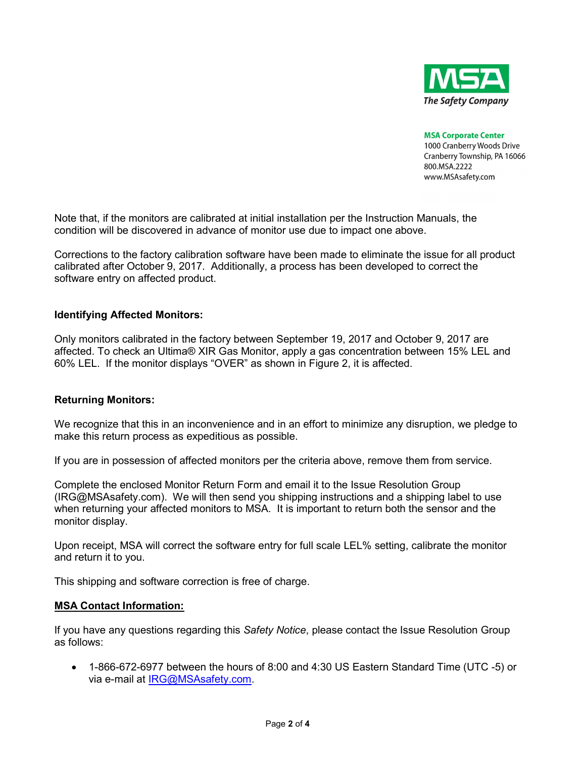MSA Corporate Center
1000 Cranberry Woods Drive
Cranberry Township, PA 16066
800.MSA.2222
www.MSAsafety.com

Note that, if the monitors are calibrated at initial installation per the Instruction Manuals, the condition will be discovered in advance of monitor use due to impact one above.

Corrections to the factory calibration software have been made to eliminate the issue for all product calibrated after October 9, 2017. Additionally, a process has been developed to correct the software entry on affected product.

**Identifying Affected Monitors:**

Only monitors calibrated in the factory between September 19, 2017 and October 9, 2017 are affected. To check an Ultima® XIR Gas Monitor, apply a gas concentration between 15% LEL and 60% LEL. If the monitor displays "OVER" as shown in Figure 2, it is affected.

**Returning Monitors:**

We recognize that this in an inconvenience and in an effort to minimize any disruption, we pledge to make this return process as expeditious as possible.

If you are in possession of affected monitors per the criteria above, remove them from service.

Complete the enclosed Monitor Return Form and email it to the Issue Resolution Group (IRG@MSAsafety.com). We will then send you shipping instructions and a shipping label to use when returning your affected monitors to MSA. It is important to return both the sensor and the monitor display.

Upon receipt, MSA will correct the software entry for full scale LEL% setting, calibrate the monitor and return it to you.

This shipping and software correction is free of charge.

**MSA Contact Information:**

If you have any questions regarding this *Safety Notice*, please contact the Issue Resolution Group as follows:

- 1-866-672-6977 between the hours of 8:00 and 4:30 US Eastern Standard Time (UTC -5) or via e-mail at IRG@MSAsafety.com.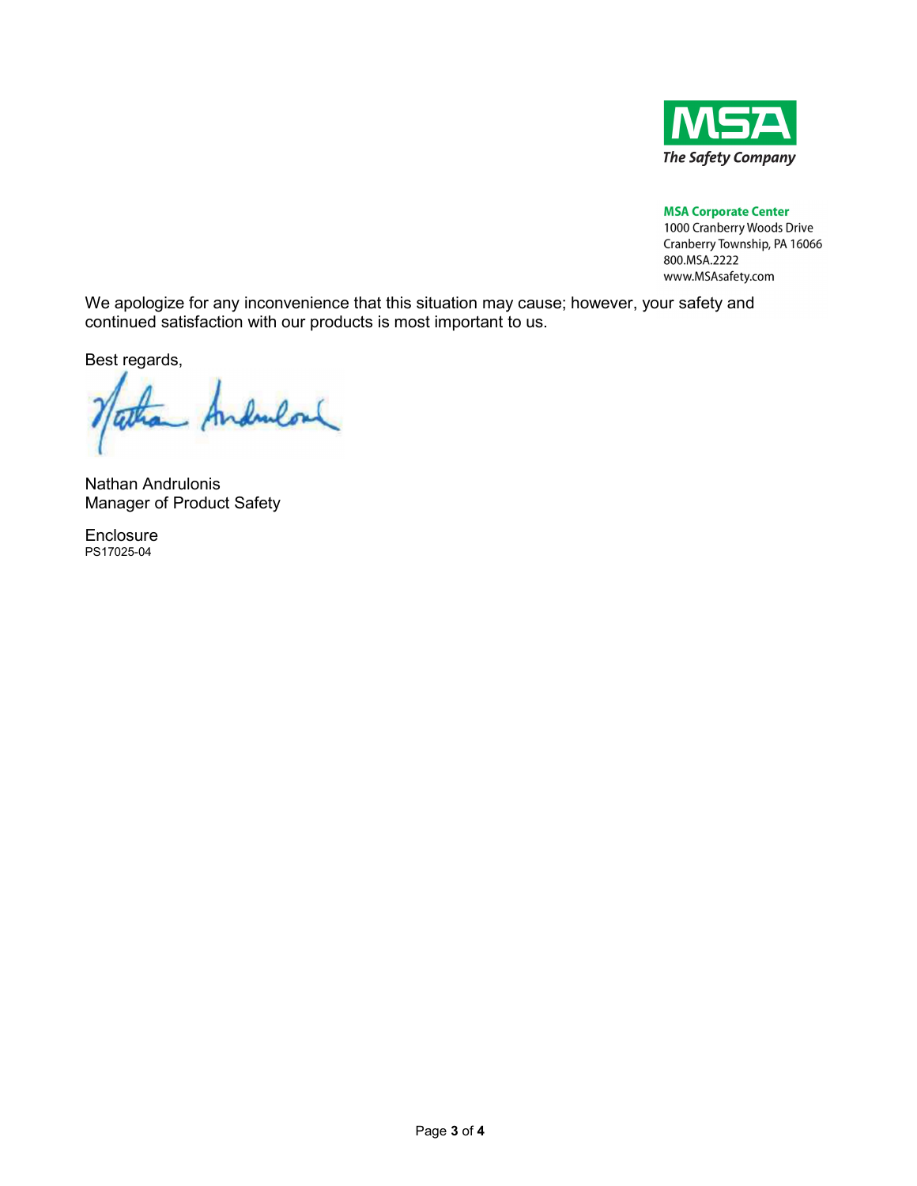**MSA**
*The Safety Company*

**MSA Corporate Center**
1000 Cranberry Woods Drive
Cranberry Township, PA 16066
800.MSA.2222
www.MSAsafety.com

We apologize for any inconvenience that this situation may cause; however, your safety and continued satisfaction with our products is most important to us.

Best regards,

Nathan Andrulonis
Manager of Product Safety

Enclosure
PS17025-04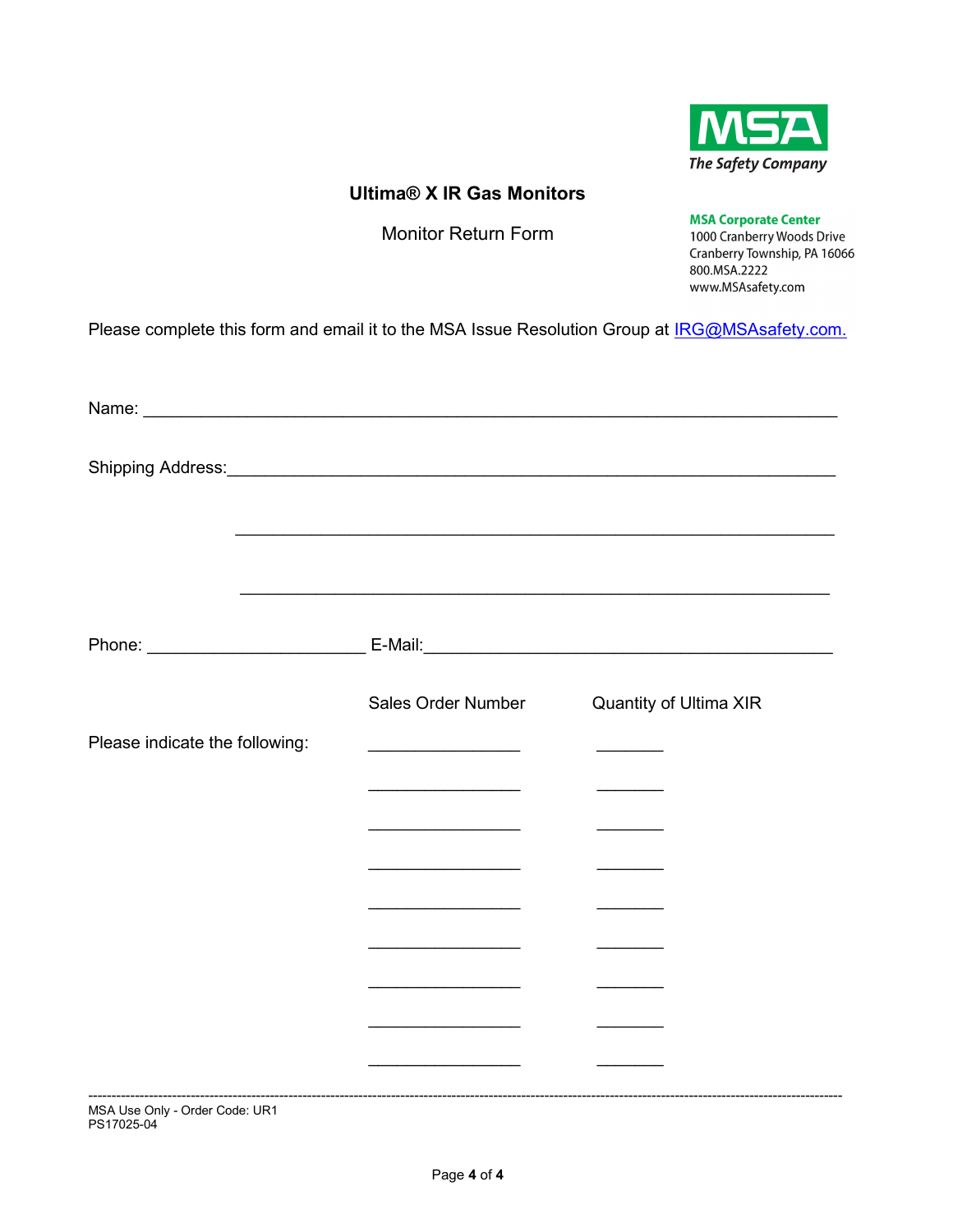MSA
The Safety Company

# Ultima® X IR Gas Monitors

Monitor Return Form

**MSA Corporate Center**
1000 Cranberry Woods Drive
Cranberry Township, PA 16066
800.MSA.2222
www.MSAsafety.com

Please complete this form and email it to the MSA Issue Resolution Group at IRG@MSAsafety.com.

Name: ___________________________________________________________________

Shipping Address:_____________________________________________________________

_____________________________________________________________

_____________________________________________________________

Phone: ______________________ E-Mail:________________________________________

| | Sales Order Number | Quantity of Ultima XIR |
|---|---|---|
| Please indicate the following: | _______________ | _______ |
| | _______________ | _______ |
| | _______________ | _______ |
| | _______________ | _______ |
| | _______________ | _______ |
| | _______________ | _______ |
| | _______________ | _______ |
| | _______________ | _______ |
| | _______________ | _______ |

---

MSA Use Only - Order Code: UR1
PS17025-04